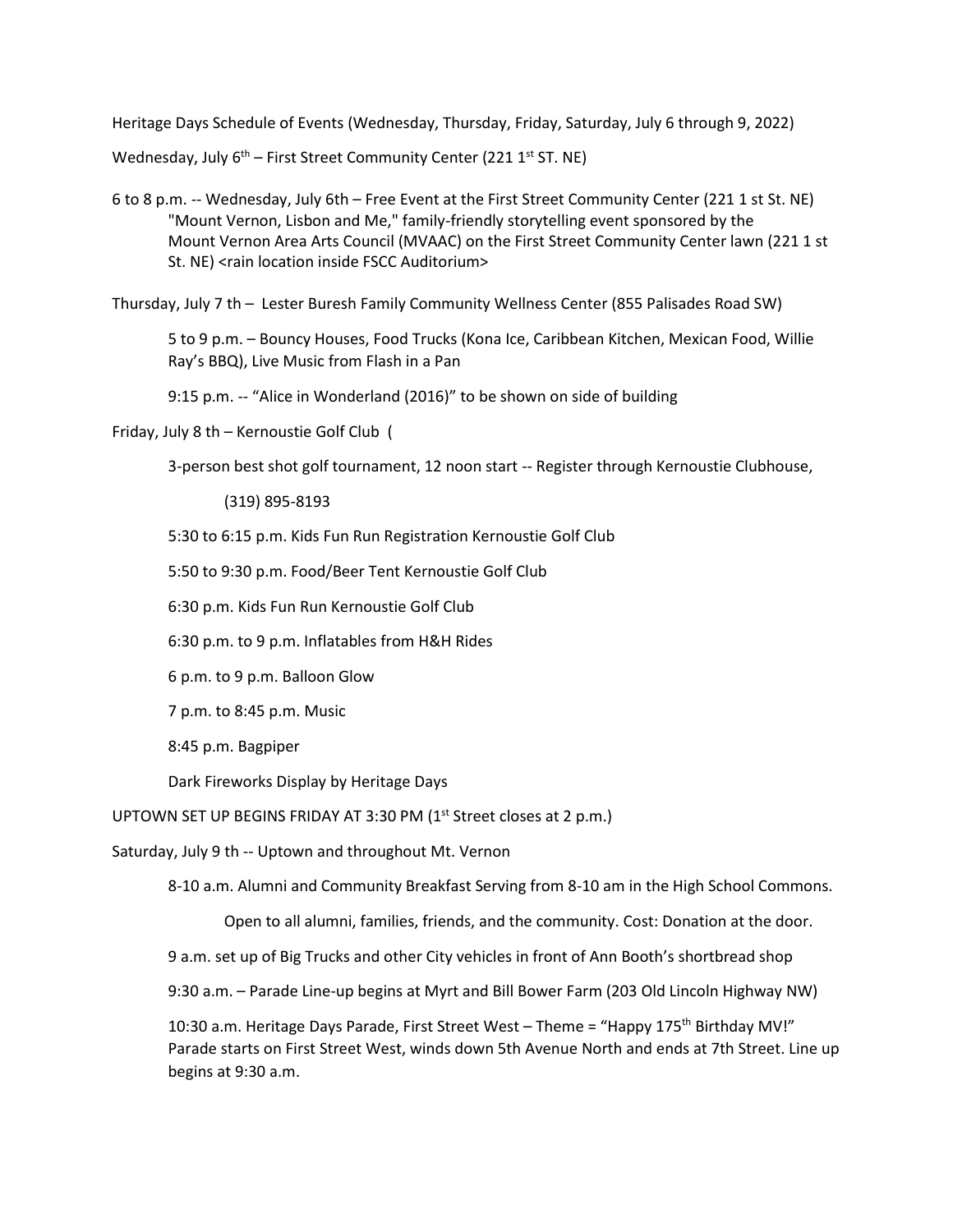Heritage Days Schedule of Events (Wednesday, Thursday, Friday, Saturday, July 6 through 9, 2022)

Wednesday, July 6th – First Street Community Center (221 1st ST. NE)

6 to 8 p.m. -- Wednesday, July 6th – Free Event at the First Street Community Center (221 1 st St. NE) "Mount Vernon, Lisbon and Me," family-friendly storytelling event sponsored by the Mount Vernon Area Arts Council (MVAAC) on the First Street Community Center lawn (221 1 st St. NE) <rain location inside FSCC Auditorium>

Thursday, July 7 th – Lester Buresh Family Community Wellness Center (855 Palisades Road SW)

5 to 9 p.m. – Bouncy Houses, Food Trucks (Kona Ice, Caribbean Kitchen, Mexican Food, Willie Ray's BBQ), Live Music from Flash in a Pan

9:15 p.m. -- "Alice in Wonderland (2016)" to be shown on side of building

Friday, July 8 th – Kernoustie Golf Club (

3-person best shot golf tournament, 12 noon start -- Register through Kernoustie Clubhouse,

(319) 895-8193

5:30 to 6:15 p.m. Kids Fun Run Registration Kernoustie Golf Club

5:50 to 9:30 p.m. Food/Beer Tent Kernoustie Golf Club

6:30 p.m. Kids Fun Run Kernoustie Golf Club

6:30 p.m. to 9 p.m. Inflatables from H&H Rides

6 p.m. to 9 p.m. Balloon Glow

7 p.m. to 8:45 p.m. Music

8:45 p.m. Bagpiper

Dark Fireworks Display by Heritage Days

UPTOWN SET UP BEGINS FRIDAY AT 3:30 PM (1st Street closes at 2 p.m.)

Saturday, July 9 th -- Uptown and throughout Mt. Vernon

8-10 a.m. Alumni and Community Breakfast Serving from 8-10 am in the High School Commons.

Open to all alumni, families, friends, and the community. Cost: Donation at the door.

9 a.m. set up of Big Trucks and other City vehicles in front of Ann Booth's shortbread shop

9:30 a.m. – Parade Line-up begins at Myrt and Bill Bower Farm (203 Old Lincoln Highway NW)

10:30 a.m. Heritage Days Parade, First Street West – Theme = "Happy 175th Birthday MV!" Parade starts on First Street West, winds down 5th Avenue North and ends at 7th Street. Line up begins at 9:30 a.m.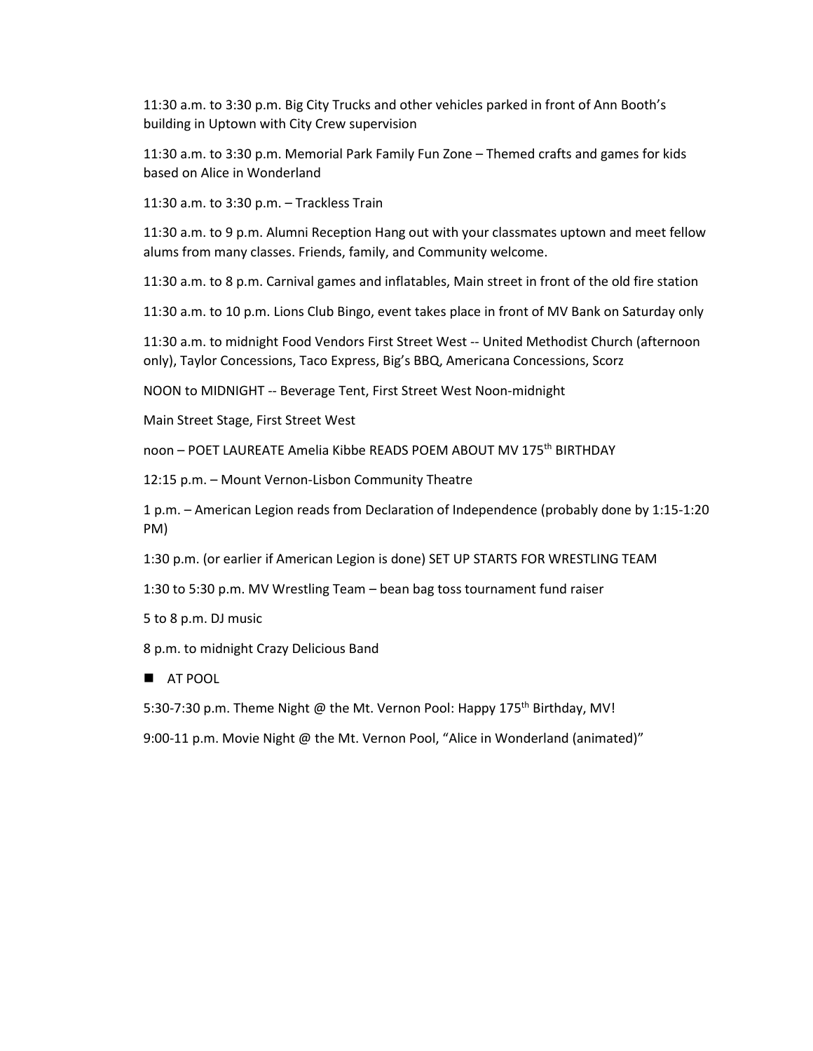11:30 a.m. to 3:30 p.m. Big City Trucks and other vehicles parked in front of Ann Booth's building in Uptown with City Crew supervision

11:30 a.m. to 3:30 p.m. Memorial Park Family Fun Zone – Themed crafts and games for kids based on Alice in Wonderland

11:30 a.m. to 3:30 p.m. – Trackless Train

11:30 a.m. to 9 p.m. Alumni Reception Hang out with your classmates uptown and meet fellow alums from many classes. Friends, family, and Community welcome.

11:30 a.m. to 8 p.m. Carnival games and inflatables, Main street in front of the old fire station

11:30 a.m. to 10 p.m. Lions Club Bingo, event takes place in front of MV Bank on Saturday only

11:30 a.m. to midnight Food Vendors First Street West -- United Methodist Church (afternoon only), Taylor Concessions, Taco Express, Big's BBQ, Americana Concessions, Scorz

NOON to MIDNIGHT -- Beverage Tent, First Street West Noon-midnight

Main Street Stage, First Street West

noon – POET LAUREATE Amelia Kibbe READS POEM ABOUT MV 175th BIRTHDAY

12:15 p.m. – Mount Vernon-Lisbon Community Theatre

1 p.m. – American Legion reads from Declaration of Independence (probably done by 1:15-1:20 PM)

1:30 p.m. (or earlier if American Legion is done) SET UP STARTS FOR WRESTLING TEAM

1:30 to 5:30 p.m. MV Wrestling Team – bean bag toss tournament fund raiser

5 to 8 p.m. DJ music

8 p.m. to midnight Crazy Delicious Band

- AT POOL

5:30-7:30 p.m. Theme Night @ the Mt. Vernon Pool: Happy 175th Birthday, MV!

9:00-11 p.m. Movie Night @ the Mt. Vernon Pool, "Alice in Wonderland (animated)"